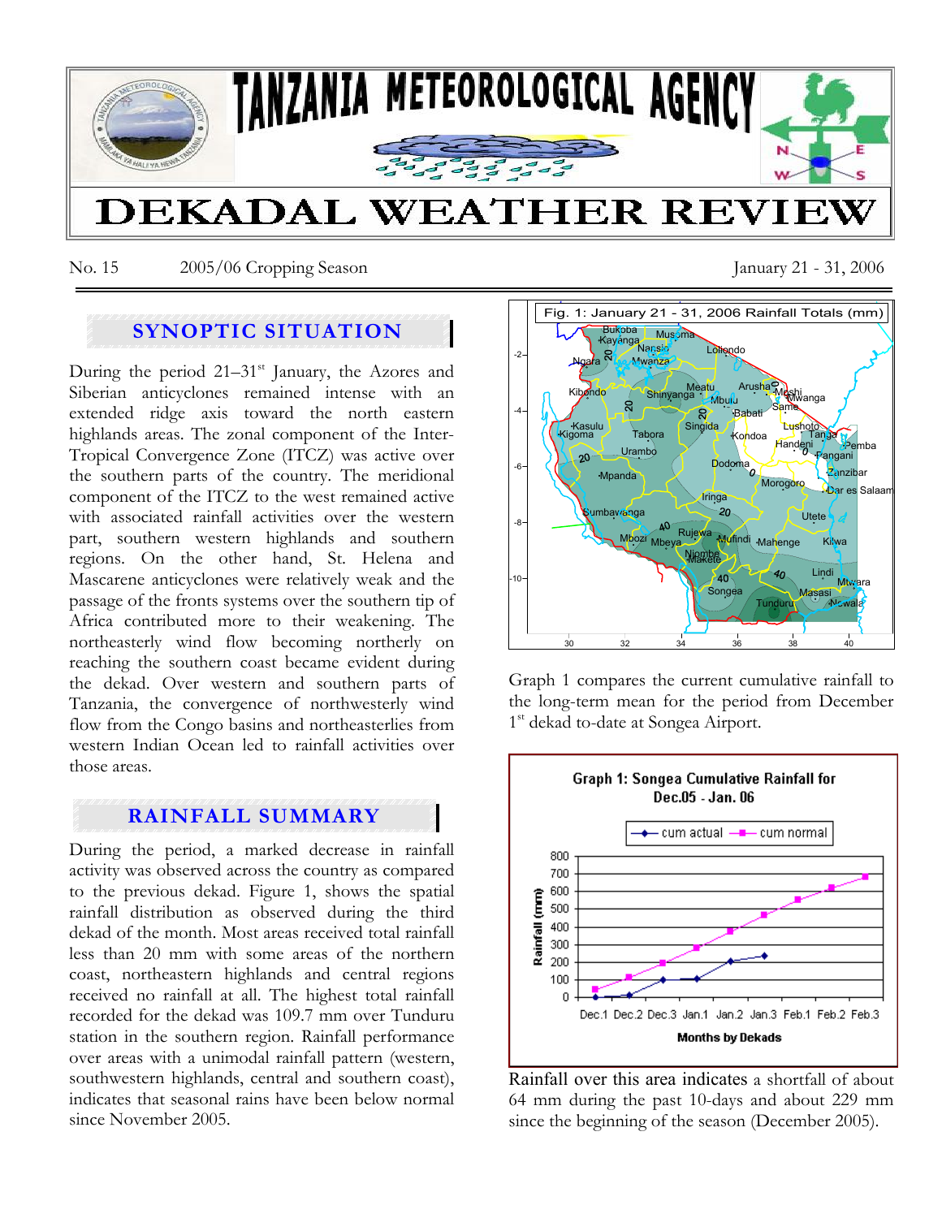# TANZANIA METEOROLOGICAL AGENCY

# DEKADAL WEATHER REVIEW

No. 15 2005/06 Cropping Season January 21 - 31, 2006

## SYNOPTIC SITUATION

During the period 21–31st January, the Azores and Siberian anticyclones remained intense with an extended ridge axis toward the north eastern highlands areas. The zonal component of the Inter-Tropical Convergence Zone (ITCZ) was active over the southern parts of the country. The meridional component of the ITCZ to the west remained active with associated rainfall activities over the western part, southern western highlands and southern regions. On the other hand, St. Helena and Mascarene anticyclones were relatively weak and the passage of the fronts systems over the southern tip of Africa contributed more to their weakening. The northeasterly wind flow becoming northerly on reaching the southern coast became evident during the dekad. Over western and southern parts of Tanzania, the convergence of northwesterly wind flow from the Congo basins and northeasterlies from western Indian Ocean led to rainfall activities over those areas.

## RAINFALL SUMMARY

During the period, a marked decrease in rainfall activity was observed across the country as compared to the previous dekad. Figure 1, shows the spatial rainfall distribution as observed during the third dekad of the month. Most areas received total rainfall less than 20 mm with some areas of the northern coast, northeastern highlands and central regions received no rainfall at all. The highest total rainfall recorded for the dekad was 109.7 mm over Tunduru station in the southern region. Rainfall performance over areas with a unimodal rainfall pattern (western, southwestern highlands, central and southern coast), indicates that seasonal rains have been below normal since November 2005.

Fig. 1: January 21 - 31, 2006 Rainfall Totals (mm)

Graph 1 compares the current cumulative rainfall to the long-term mean for the period from December 1st dekad to-date at Songea Airport.

Graph 1: Songea Cumulative Rainfall for Dec.05 - Jan. 06

Rainfall over this area indicates a shortfall of about 64 mm during the past 10-days and about 229 mm since the beginning of the season (December 2005).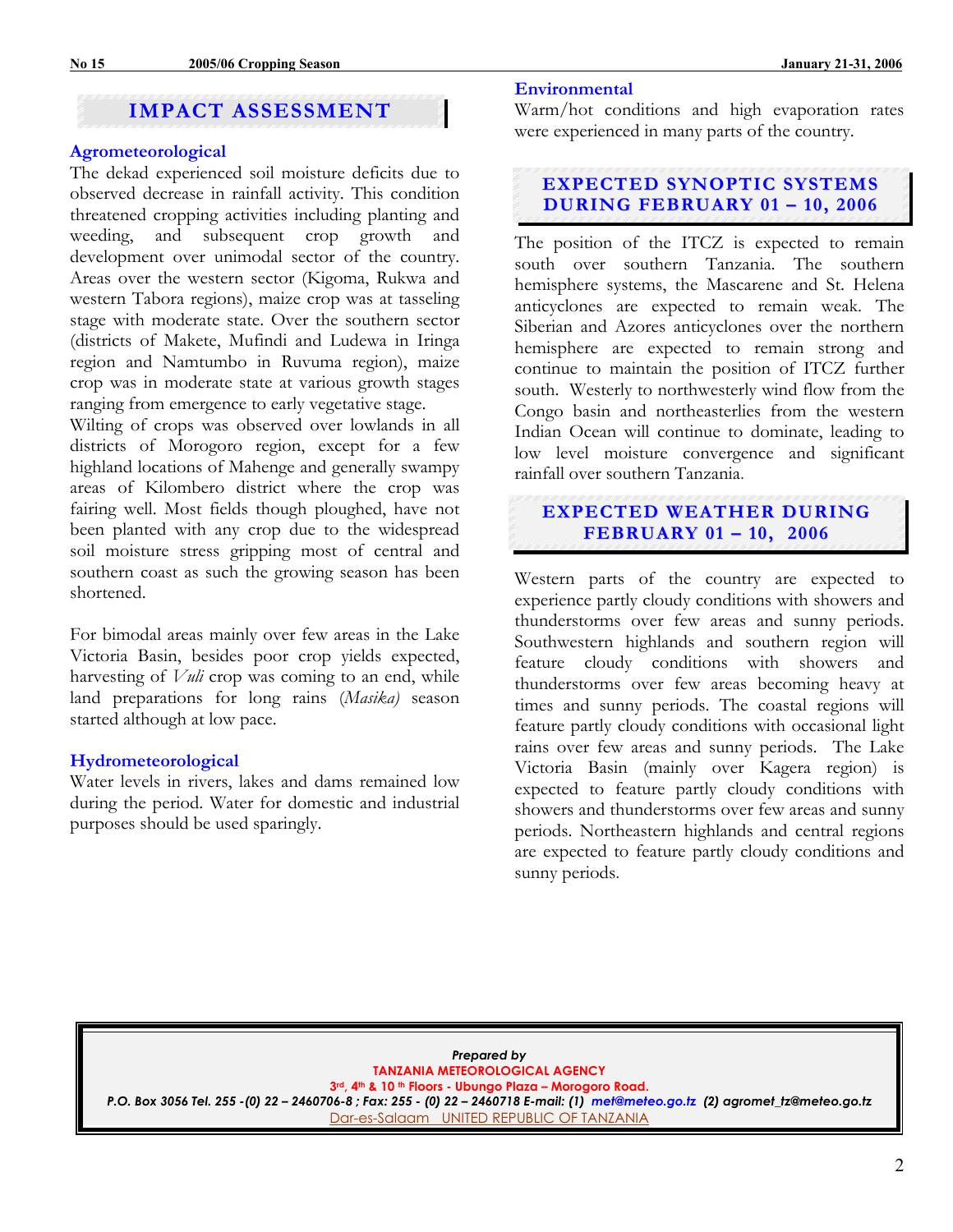## IMPACT ASSESSMENT

### Agrometeorological

The dekad experienced soil moisture deficits due to observed decrease in rainfall activity. This condition threatened cropping activities including planting and weeding, and subsequent crop growth and development over unimodal sector of the country. Areas over the western sector (Kigoma, Rukwa and western Tabora regions), maize crop was at tasseling stage with moderate state. Over the southern sector (districts of Makete, Mufindi and Ludewa in Iringa region and Namtumbo in Ruvuma region), maize crop was in moderate state at various growth stages ranging from emergence to early vegetative stage. Wilting of crops was observed over lowlands in all districts of Morogoro region, except for a few highland locations of Mahenge and generally swampy areas of Kilombero district where the crop was fairing well. Most fields though ploughed, have not been planted with any crop due to the widespread soil moisture stress gripping most of central and southern coast as such the growing season has been shortened.

For bimodal areas mainly over few areas in the Lake Victoria Basin, besides poor crop yields expected, harvesting of *Vuli* crop was coming to an end, while land preparations for long rains (*Masika)* season started although at low pace.

### Hydrometeorological

Water levels in rivers, lakes and dams remained low during the period. Water for domestic and industrial purposes should be used sparingly.

### Environmental

Warm/hot conditions and high evaporation rates were experienced in many parts of the country.

## EXPECTED SYNOPTIC SYSTEMS DURING FEBRUARY 01 – 10, 2006

The position of the ITCZ is expected to remain south over southern Tanzania. The southern hemisphere systems, the Mascarene and St. Helena anticyclones are expected to remain weak. The Siberian and Azores anticyclones over the northern hemisphere are expected to remain strong and continue to maintain the position of ITCZ further south. Westerly to northwesterly wind flow from the Congo basin and northeasterlies from the western Indian Ocean will continue to dominate, leading to low level moisture convergence and significant rainfall over southern Tanzania.

## EXPECTED WEATHER DURING FEBRUARY 01 – 10, 2006

Western parts of the country are expected to experience partly cloudy conditions with showers and thunderstorms over few areas and sunny periods. Southwestern highlands and southern region will feature cloudy conditions with showers and thunderstorms over few areas becoming heavy at times and sunny periods. The coastal regions will feature partly cloudy conditions with occasional light rains over few areas and sunny periods. The Lake Victoria Basin (mainly over Kagera region) is expected to feature partly cloudy conditions with showers and thunderstorms over few areas and sunny periods. Northeastern highlands and central regions are expected to feature partly cloudy conditions and sunny periods.

*Prepared by*

**TANZANIA METEOROLOGICAL AGENCY**

**3rd, 4th & 10th Floors - Ubungo Plaza – Morogoro Road.**

***P.O. Box 3056 Tel. 255 -(0) 22 – 2460706-8 ; Fax: 255 - (0) 22 – 2460718 E-mail: (1) met@meteo.go.tz (2) agromet_tz@meteo.go.tz***

Dar-es-Salaam UNITED REPUBLIC OF TANZANIA